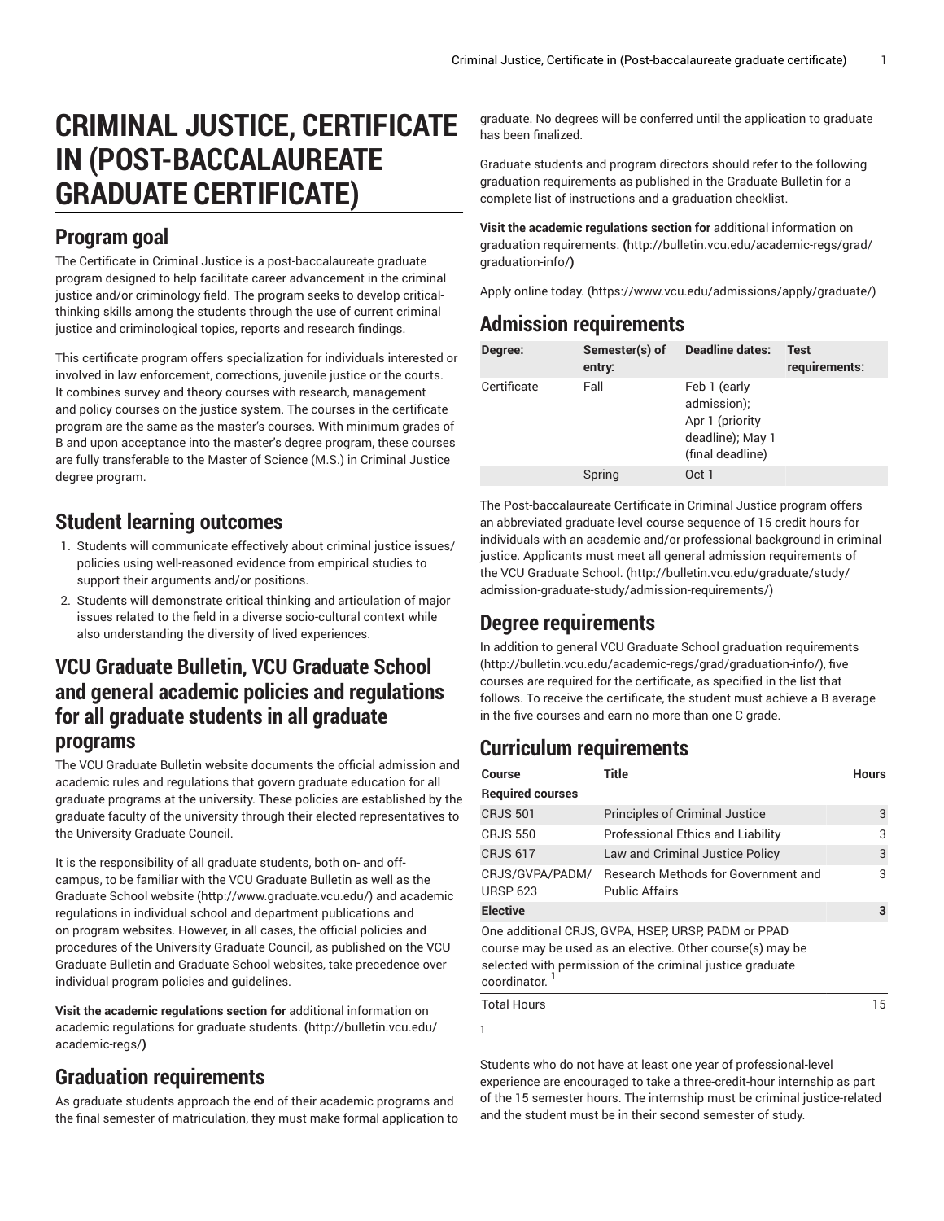# CRIMINAL JUSTICE, CERTIFICATE IN (POST-BACCALAUREATE GRADUATE CERTIFICATE)

## Program goal

The Certificate in Criminal Justice is a post-baccalaureate graduate program designed to help facilitate career advancement in the criminal justice and/or criminology field. The program seeks to develop critical-thinking skills among the students through the use of current criminal justice and criminological topics, reports and research findings.

This certificate program offers specialization for individuals interested or involved in law enforcement, corrections, juvenile justice or the courts. It combines survey and theory courses with research, management and policy courses on the justice system. The courses in the certificate program are the same as the master's courses. With minimum grades of B and upon acceptance into the master's degree program, these courses are fully transferable to the Master of Science (M.S.) in Criminal Justice degree program.

## Student learning outcomes

1. Students will communicate effectively about criminal justice issues/policies using well-reasoned evidence from empirical studies to support their arguments and/or positions.
2. Students will demonstrate critical thinking and articulation of major issues related to the field in a diverse socio-cultural context while also understanding the diversity of lived experiences.

## VCU Graduate Bulletin, VCU Graduate School and general academic policies and regulations for all graduate students in all graduate programs

The VCU Graduate Bulletin website documents the official admission and academic rules and regulations that govern graduate education for all graduate programs at the university. These policies are established by the graduate faculty of the university through their elected representatives to the University Graduate Council.

It is the responsibility of all graduate students, both on- and off-campus, to be familiar with the VCU Graduate Bulletin as well as the Graduate School website (http://www.graduate.vcu.edu/) and academic regulations in individual school and department publications and on program websites. However, in all cases, the official policies and procedures of the University Graduate Council, as published on the VCU Graduate Bulletin and Graduate School websites, take precedence over individual program policies and guidelines.

**Visit the academic regulations section for** additional information on academic regulations for graduate students. **(**http://bulletin.vcu.edu/academic-regs/**)**

## Graduation requirements

As graduate students approach the end of their academic programs and the final semester of matriculation, they must make formal application to graduate. No degrees will be conferred until the application to graduate has been finalized.

Graduate students and program directors should refer to the following graduation requirements as published in the Graduate Bulletin for a complete list of instructions and a graduation checklist.

**Visit the academic regulations section for** additional information on graduation requirements. **(**http://bulletin.vcu.edu/academic-regs/grad/graduation-info/**)**

Apply online today. (https://www.vcu.edu/admissions/apply/graduate/)

## Admission requirements

| Degree: | Semester(s) of entry: | Deadline dates: | Test requirements: |
|---|---|---|---|
| Certificate | Fall | Feb 1 (early admission); Apr 1 (priority deadline); May 1 (final deadline) | |
| | Spring | Oct 1 | |

The Post-baccalaureate Certificate in Criminal Justice program offers an abbreviated graduate-level course sequence of 15 credit hours for individuals with an academic and/or professional background in criminal justice. Applicants must meet all general admission requirements of the VCU Graduate School. (http://bulletin.vcu.edu/graduate/study/admission-graduate-study/admission-requirements/)

## Degree requirements

In addition to general VCU Graduate School graduation requirements (http://bulletin.vcu.edu/academic-regs/grad/graduation-info/), five courses are required for the certificate, as specified in the list that follows. To receive the certificate, the student must achieve a B average in the five courses and earn no more than one C grade.

## Curriculum requirements

| Course | Title | Hours |
|---|---|---|
| **Required courses** | | |
| CRJS 501 | Principles of Criminal Justice | 3 |
| CRJS 550 | Professional Ethics and Liability | 3 |
| CRJS 617 | Law and Criminal Justice Policy | 3 |
| CRJS/GVPA/PADM/URSP 623 | Research Methods for Government and Public Affairs | 3 |
| **Elective** | | **3** |
| One additional CRJS, GVPA, HSEP, URSP, PADM or PPAD course may be used as an elective. Other course(s) may be selected with permission of the criminal justice graduate coordinator. [1] | | |
| Total Hours | | 15 |

1

Students who do not have at least one year of professional-level experience are encouraged to take a three-credit-hour internship as part of the 15 semester hours. The internship must be criminal justice-related and the student must be in their second semester of study.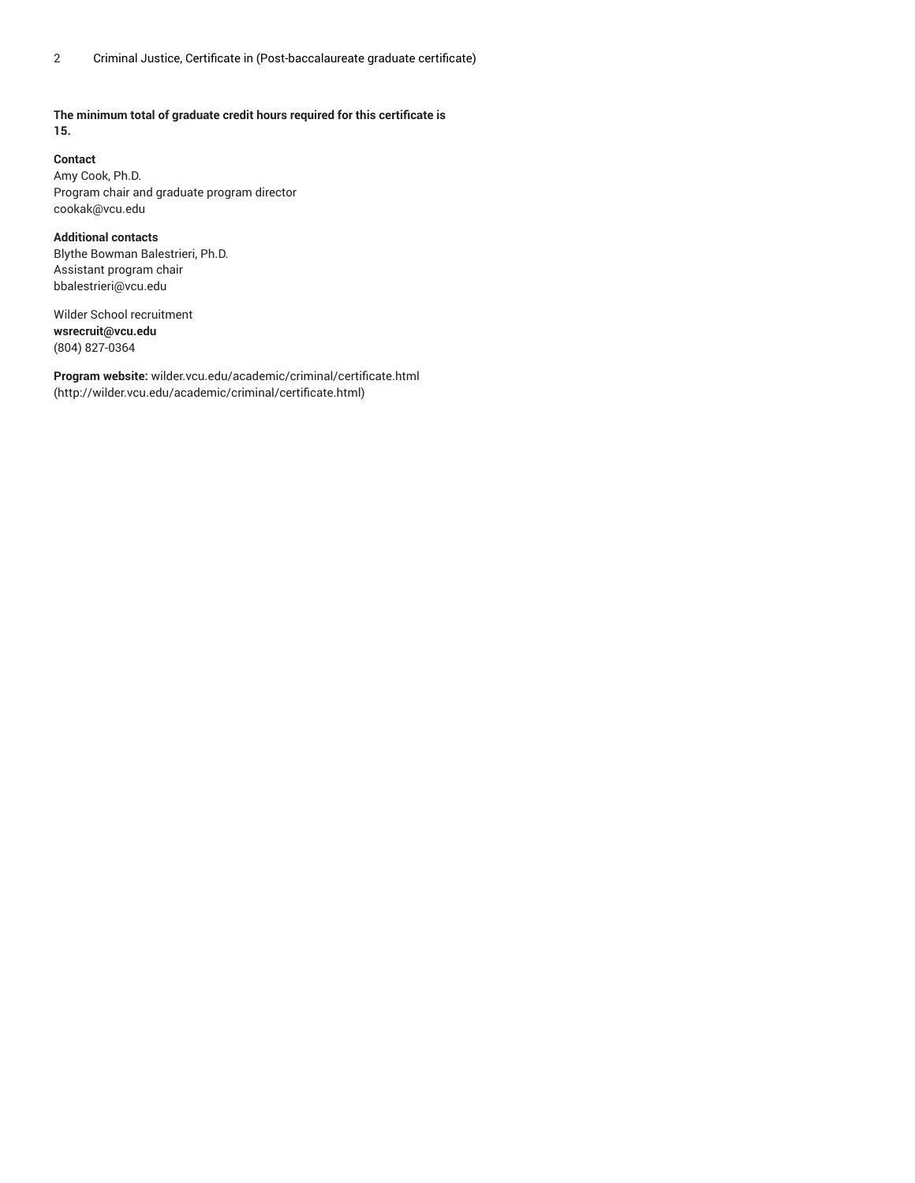**The minimum total of graduate credit hours required for this certificate is 15.**

**Contact**
Amy Cook, Ph.D.
Program chair and graduate program director
cookak@vcu.edu

**Additional contacts**
Blythe Bowman Balestrieri, Ph.D.
Assistant program chair
bbalestrieri@vcu.edu

Wilder School recruitment
**wsrecruit@vcu.edu**
(804) 827-0364

**Program website:** wilder.vcu.edu/academic/criminal/certificate.html (http://wilder.vcu.edu/academic/criminal/certificate.html)